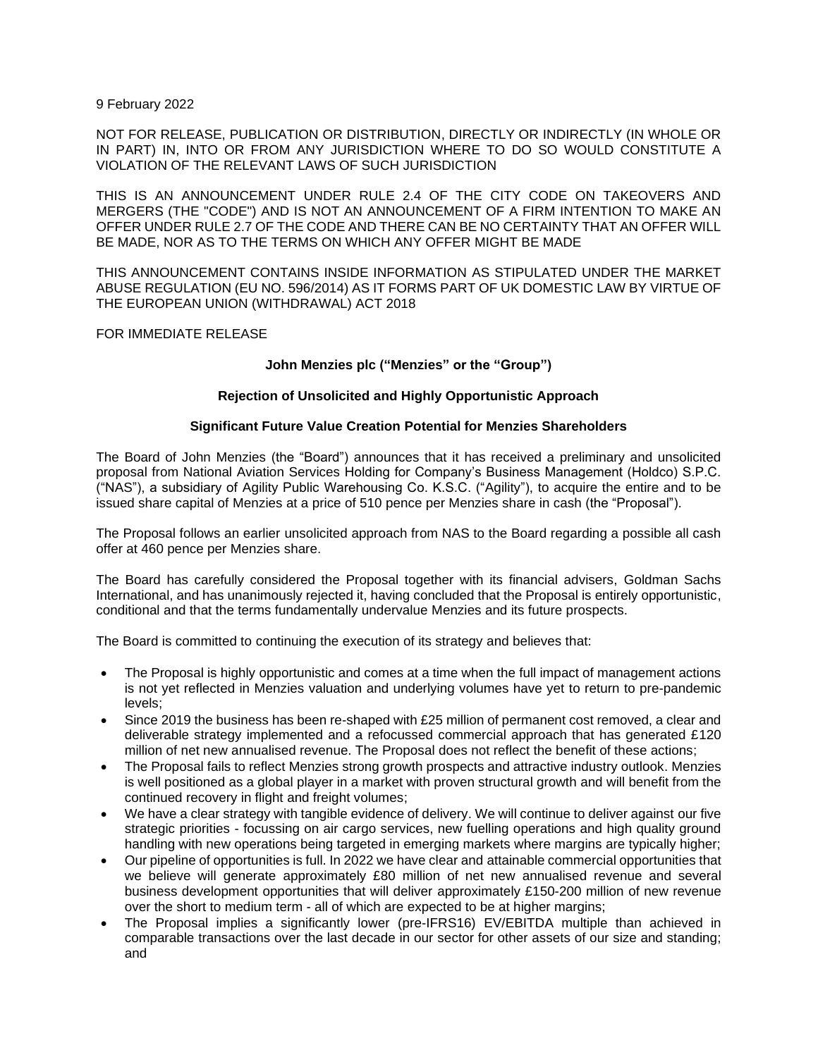9 February 2022

NOT FOR RELEASE, PUBLICATION OR DISTRIBUTION, DIRECTLY OR INDIRECTLY (IN WHOLE OR IN PART) IN, INTO OR FROM ANY JURISDICTION WHERE TO DO SO WOULD CONSTITUTE A VIOLATION OF THE RELEVANT LAWS OF SUCH JURISDICTION

THIS IS AN ANNOUNCEMENT UNDER RULE 2.4 OF THE CITY CODE ON TAKEOVERS AND MERGERS (THE "CODE") AND IS NOT AN ANNOUNCEMENT OF A FIRM INTENTION TO MAKE AN OFFER UNDER RULE 2.7 OF THE CODE AND THERE CAN BE NO CERTAINTY THAT AN OFFER WILL BE MADE, NOR AS TO THE TERMS ON WHICH ANY OFFER MIGHT BE MADE

THIS ANNOUNCEMENT CONTAINS INSIDE INFORMATION AS STIPULATED UNDER THE MARKET ABUSE REGULATION (EU NO. 596/2014) AS IT FORMS PART OF UK DOMESTIC LAW BY VIRTUE OF THE EUROPEAN UNION (WITHDRAWAL) ACT 2018

FOR IMMEDIATE RELEASE

**John Menzies plc ("Menzies" or the "Group")**

**Rejection of Unsolicited and Highly Opportunistic Approach**

**Significant Future Value Creation Potential for Menzies Shareholders**

The Board of John Menzies (the "Board") announces that it has received a preliminary and unsolicited proposal from National Aviation Services Holding for Company's Business Management (Holdco) S.P.C. ("NAS"), a subsidiary of Agility Public Warehousing Co. K.S.C. ("Agility"), to acquire the entire and to be issued share capital of Menzies at a price of 510 pence per Menzies share in cash (the "Proposal").

The Proposal follows an earlier unsolicited approach from NAS to the Board regarding a possible all cash offer at 460 pence per Menzies share.

The Board has carefully considered the Proposal together with its financial advisers, Goldman Sachs International, and has unanimously rejected it, having concluded that the Proposal is entirely opportunistic, conditional and that the terms fundamentally undervalue Menzies and its future prospects.

The Board is committed to continuing the execution of its strategy and believes that:

- The Proposal is highly opportunistic and comes at a time when the full impact of management actions is not yet reflected in Menzies valuation and underlying volumes have yet to return to pre-pandemic levels;
- Since 2019 the business has been re-shaped with £25 million of permanent cost removed, a clear and deliverable strategy implemented and a refocussed commercial approach that has generated £120 million of net new annualised revenue. The Proposal does not reflect the benefit of these actions;
- The Proposal fails to reflect Menzies strong growth prospects and attractive industry outlook. Menzies is well positioned as a global player in a market with proven structural growth and will benefit from the continued recovery in flight and freight volumes;
- We have a clear strategy with tangible evidence of delivery. We will continue to deliver against our five strategic priorities - focussing on air cargo services, new fuelling operations and high quality ground handling with new operations being targeted in emerging markets where margins are typically higher;
- Our pipeline of opportunities is full. In 2022 we have clear and attainable commercial opportunities that we believe will generate approximately £80 million of net new annualised revenue and several business development opportunities that will deliver approximately £150-200 million of new revenue over the short to medium term - all of which are expected to be at higher margins;
- The Proposal implies a significantly lower (pre-IFRS16) EV/EBITDA multiple than achieved in comparable transactions over the last decade in our sector for other assets of our size and standing; and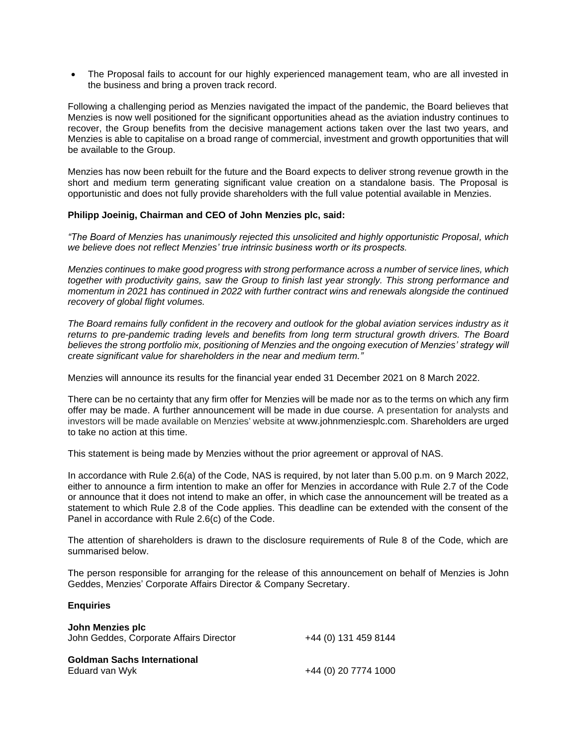- The Proposal fails to account for our highly experienced management team, who are all invested in the business and bring a proven track record.

Following a challenging period as Menzies navigated the impact of the pandemic, the Board believes that Menzies is now well positioned for the significant opportunities ahead as the aviation industry continues to recover, the Group benefits from the decisive management actions taken over the last two years, and Menzies is able to capitalise on a broad range of commercial, investment and growth opportunities that will be available to the Group.

Menzies has now been rebuilt for the future and the Board expects to deliver strong revenue growth in the short and medium term generating significant value creation on a standalone basis. The Proposal is opportunistic and does not fully provide shareholders with the full value potential available in Menzies.

**Philipp Joeinig, Chairman and CEO of John Menzies plc, said:**

*"The Board of Menzies has unanimously rejected this unsolicited and highly opportunistic Proposal, which we believe does not reflect Menzies' true intrinsic business worth or its prospects.*

*Menzies continues to make good progress with strong performance across a number of service lines, which together with productivity gains, saw the Group to finish last year strongly. This strong performance and momentum in 2021 has continued in 2022 with further contract wins and renewals alongside the continued recovery of global flight volumes.*

*The Board remains fully confident in the recovery and outlook for the global aviation services industry as it returns to pre-pandemic trading levels and benefits from long term structural growth drivers. The Board believes the strong portfolio mix, positioning of Menzies and the ongoing execution of Menzies' strategy will create significant value for shareholders in the near and medium term."*

Menzies will announce its results for the financial year ended 31 December 2021 on 8 March 2022.

There can be no certainty that any firm offer for Menzies will be made nor as to the terms on which any firm offer may be made. A further announcement will be made in due course. A presentation for analysts and investors will be made available on Menzies' website at www.johnmenziesplc.com. Shareholders are urged to take no action at this time.

This statement is being made by Menzies without the prior agreement or approval of NAS.

In accordance with Rule 2.6(a) of the Code, NAS is required, by not later than 5.00 p.m. on 9 March 2022, either to announce a firm intention to make an offer for Menzies in accordance with Rule 2.7 of the Code or announce that it does not intend to make an offer, in which case the announcement will be treated as a statement to which Rule 2.8 of the Code applies. This deadline can be extended with the consent of the Panel in accordance with Rule 2.6(c) of the Code.

The attention of shareholders is drawn to the disclosure requirements of Rule 8 of the Code, which are summarised below.

The person responsible for arranging for the release of this announcement on behalf of Menzies is John Geddes, Menzies' Corporate Affairs Director & Company Secretary.

**Enquiries**

**John Menzies plc**
John Geddes, Corporate Affairs Director    +44 (0) 131 459 8144

**Goldman Sachs International**
Eduard van Wyk    +44 (0) 20 7774 1000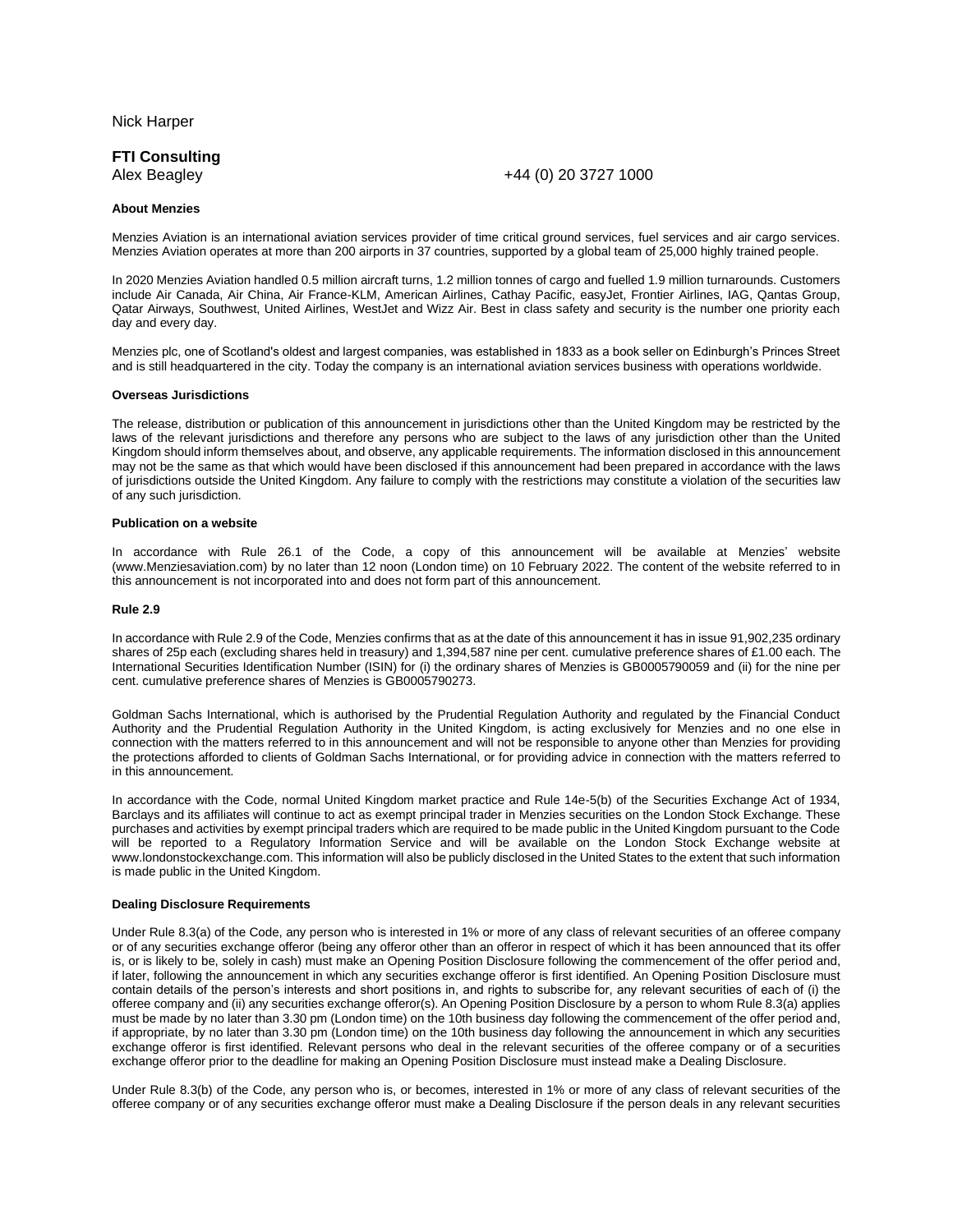Nick Harper

**FTI Consulting**
Alex Beagley +44 (0) 20 3727 1000

**About Menzies**

Menzies Aviation is an international aviation services provider of time critical ground services, fuel services and air cargo services. Menzies Aviation operates at more than 200 airports in 37 countries, supported by a global team of 25,000 highly trained people.

In 2020 Menzies Aviation handled 0.5 million aircraft turns, 1.2 million tonnes of cargo and fuelled 1.9 million turnarounds. Customers include Air Canada, Air China, Air France-KLM, American Airlines, Cathay Pacific, easyJet, Frontier Airlines, IAG, Qantas Group, Qatar Airways, Southwest, United Airlines, WestJet and Wizz Air. Best in class safety and security is the number one priority each day and every day.

Menzies plc, one of Scotland's oldest and largest companies, was established in 1833 as a book seller on Edinburgh's Princes Street and is still headquartered in the city. Today the company is an international aviation services business with operations worldwide.

**Overseas Jurisdictions**

The release, distribution or publication of this announcement in jurisdictions other than the United Kingdom may be restricted by the laws of the relevant jurisdictions and therefore any persons who are subject to the laws of any jurisdiction other than the United Kingdom should inform themselves about, and observe, any applicable requirements. The information disclosed in this announcement may not be the same as that which would have been disclosed if this announcement had been prepared in accordance with the laws of jurisdictions outside the United Kingdom. Any failure to comply with the restrictions may constitute a violation of the securities law of any such jurisdiction.

**Publication on a website**

In accordance with Rule 26.1 of the Code, a copy of this announcement will be available at Menzies' website (www.Menziesaviation.com) by no later than 12 noon (London time) on 10 February 2022. The content of the website referred to in this announcement is not incorporated into and does not form part of this announcement.

**Rule 2.9**

In accordance with Rule 2.9 of the Code, Menzies confirms that as at the date of this announcement it has in issue 91,902,235 ordinary shares of 25p each (excluding shares held in treasury) and 1,394,587 nine per cent. cumulative preference shares of £1.00 each. The International Securities Identification Number (ISIN) for (i) the ordinary shares of Menzies is GB0005790059 and (ii) for the nine per cent. cumulative preference shares of Menzies is GB0005790273.

Goldman Sachs International, which is authorised by the Prudential Regulation Authority and regulated by the Financial Conduct Authority and the Prudential Regulation Authority in the United Kingdom, is acting exclusively for Menzies and no one else in connection with the matters referred to in this announcement and will not be responsible to anyone other than Menzies for providing the protections afforded to clients of Goldman Sachs International, or for providing advice in connection with the matters referred to in this announcement.

In accordance with the Code, normal United Kingdom market practice and Rule 14e-5(b) of the Securities Exchange Act of 1934, Barclays and its affiliates will continue to act as exempt principal trader in Menzies securities on the London Stock Exchange. These purchases and activities by exempt principal traders which are required to be made public in the United Kingdom pursuant to the Code will be reported to a Regulatory Information Service and will be available on the London Stock Exchange website at www.londonstockexchange.com. This information will also be publicly disclosed in the United States to the extent that such information is made public in the United Kingdom.

**Dealing Disclosure Requirements**

Under Rule 8.3(a) of the Code, any person who is interested in 1% or more of any class of relevant securities of an offeree company or of any securities exchange offeror (being any offeror other than an offeror in respect of which it has been announced that its offer is, or is likely to be, solely in cash) must make an Opening Position Disclosure following the commencement of the offer period and, if later, following the announcement in which any securities exchange offeror is first identified. An Opening Position Disclosure must contain details of the person's interests and short positions in, and rights to subscribe for, any relevant securities of each of (i) the offeree company and (ii) any securities exchange offeror(s). An Opening Position Disclosure by a person to whom Rule 8.3(a) applies must be made by no later than 3.30 pm (London time) on the 10th business day following the commencement of the offer period and, if appropriate, by no later than 3.30 pm (London time) on the 10th business day following the announcement in which any securities exchange offeror is first identified. Relevant persons who deal in the relevant securities of the offeree company or of a securities exchange offeror prior to the deadline for making an Opening Position Disclosure must instead make a Dealing Disclosure.

Under Rule 8.3(b) of the Code, any person who is, or becomes, interested in 1% or more of any class of relevant securities of the offeree company or of any securities exchange offeror must make a Dealing Disclosure if the person deals in any relevant securities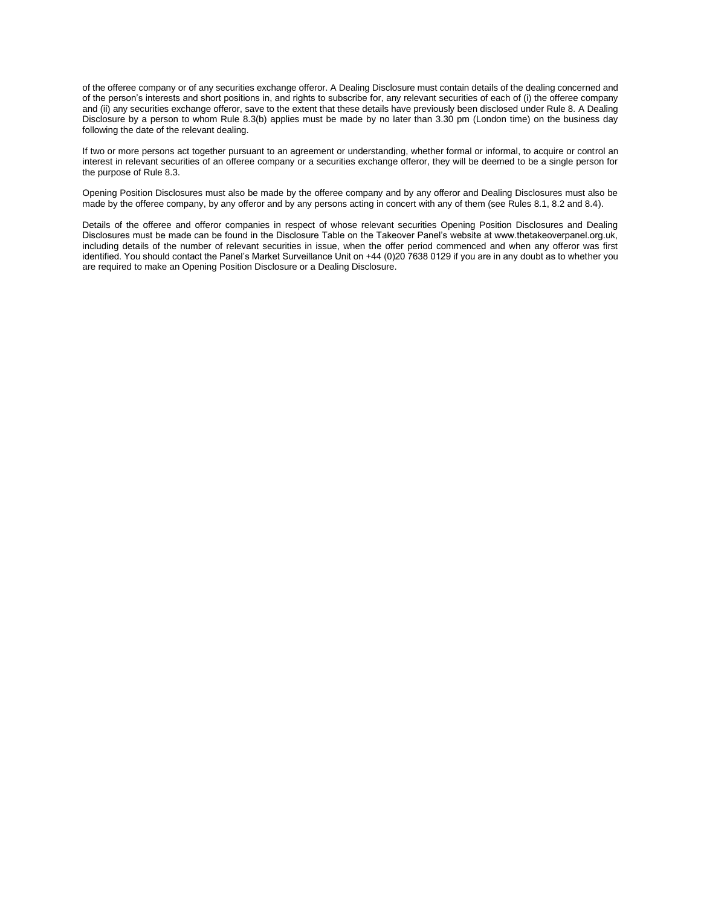of the offeree company or of any securities exchange offeror. A Dealing Disclosure must contain details of the dealing concerned and of the person's interests and short positions in, and rights to subscribe for, any relevant securities of each of (i) the offeree company and (ii) any securities exchange offeror, save to the extent that these details have previously been disclosed under Rule 8. A Dealing Disclosure by a person to whom Rule 8.3(b) applies must be made by no later than 3.30 pm (London time) on the business day following the date of the relevant dealing.

If two or more persons act together pursuant to an agreement or understanding, whether formal or informal, to acquire or control an interest in relevant securities of an offeree company or a securities exchange offeror, they will be deemed to be a single person for the purpose of Rule 8.3.

Opening Position Disclosures must also be made by the offeree company and by any offeror and Dealing Disclosures must also be made by the offeree company, by any offeror and by any persons acting in concert with any of them (see Rules 8.1, 8.2 and 8.4).

Details of the offeree and offeror companies in respect of whose relevant securities Opening Position Disclosures and Dealing Disclosures must be made can be found in the Disclosure Table on the Takeover Panel's website at www.thetakeoverpanel.org.uk, including details of the number of relevant securities in issue, when the offer period commenced and when any offeror was first identified. You should contact the Panel's Market Surveillance Unit on +44 (0)20 7638 0129 if you are in any doubt as to whether you are required to make an Opening Position Disclosure or a Dealing Disclosure.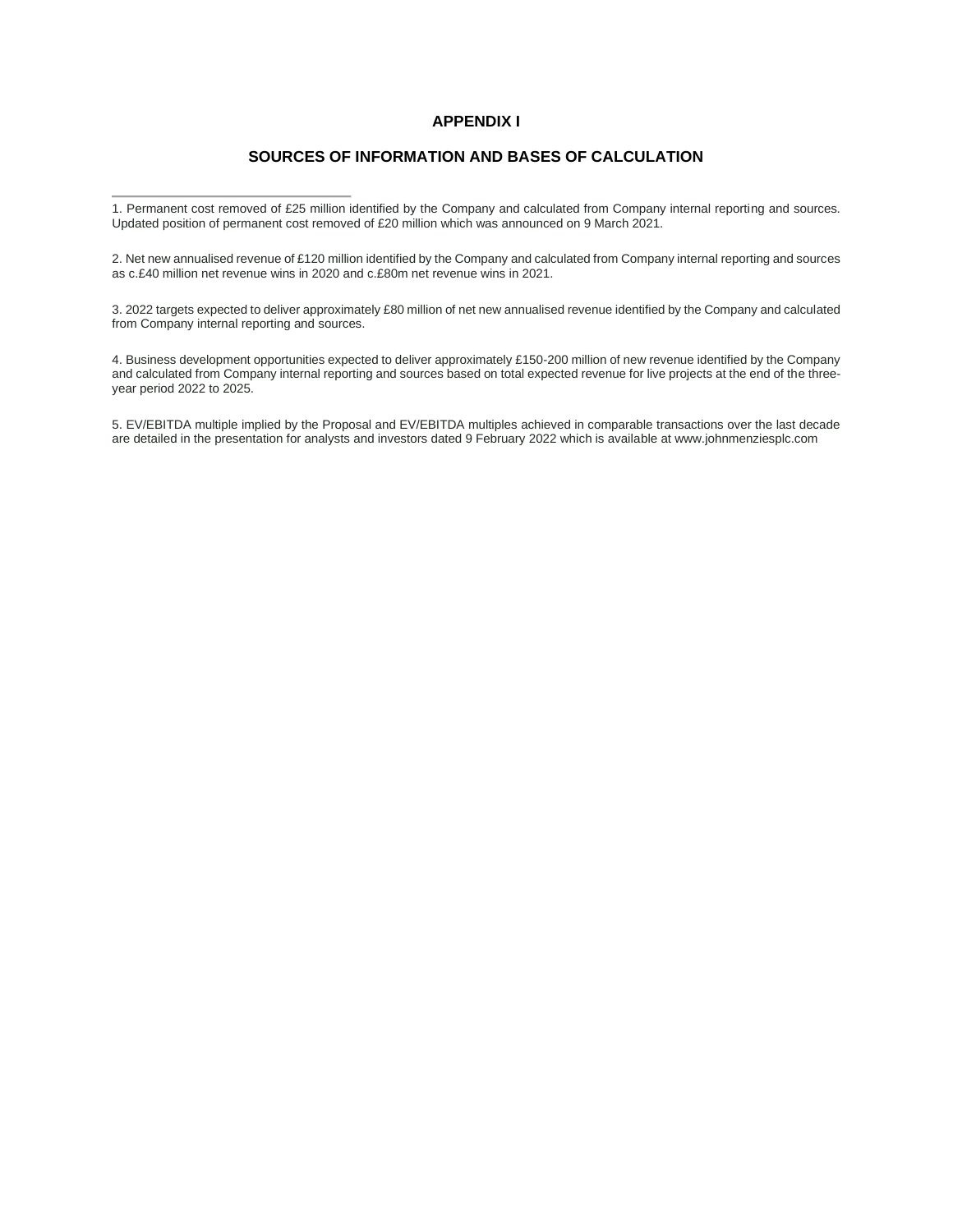## APPENDIX I

## SOURCES OF INFORMATION AND BASES OF CALCULATION

1. Permanent cost removed of £25 million identified by the Company and calculated from Company internal reporting and sources. Updated position of permanent cost removed of £20 million which was announced on 9 March 2021.

2. Net new annualised revenue of £120 million identified by the Company and calculated from Company internal reporting and sources as c.£40 million net revenue wins in 2020 and c.£80m net revenue wins in 2021.

3. 2022 targets expected to deliver approximately £80 million of net new annualised revenue identified by the Company and calculated from Company internal reporting and sources.

4. Business development opportunities expected to deliver approximately £150-200 million of new revenue identified by the Company and calculated from Company internal reporting and sources based on total expected revenue for live projects at the end of the three-year period 2022 to 2025.

5. EV/EBITDA multiple implied by the Proposal and EV/EBITDA multiples achieved in comparable transactions over the last decade are detailed in the presentation for analysts and investors dated 9 February 2022 which is available at www.johnmenziesplc.com